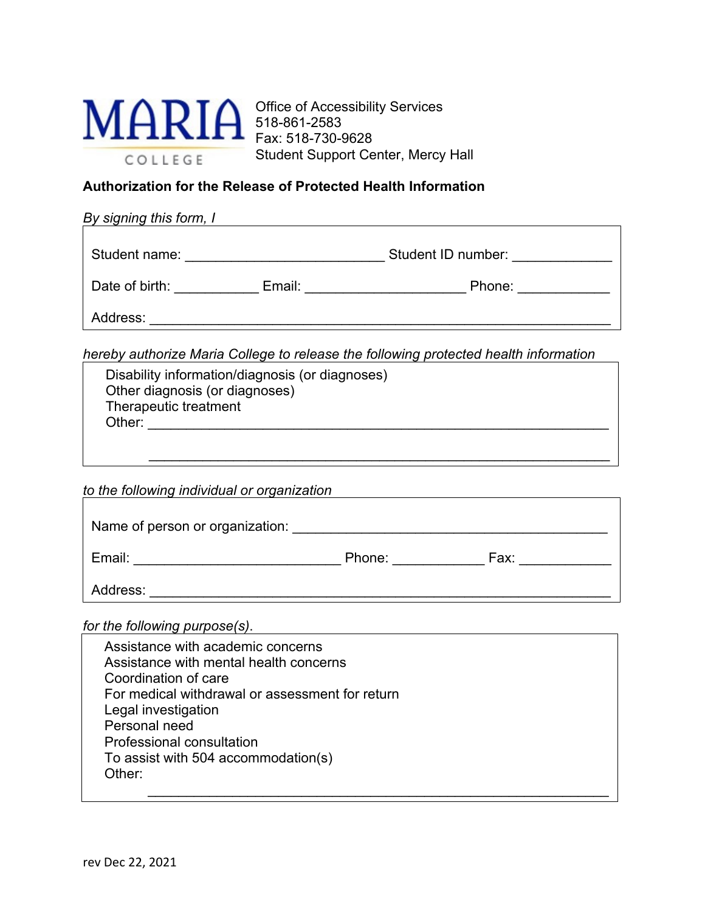MARIA COLLEGE

Office of Accessibility Services
518-861-2583
Fax: 518-730-9628
Student Support Center, Mercy Hall

**Authorization for the Release of Protected Health Information**

*By signing this form, I*

Student name: _________________________ Student ID number: ____________

Date of birth: __________ Email: ____________________ Phone: ___________

Address: __________________________________________________________

*hereby authorize Maria College to release the following protected health information*

Disability information/diagnosis (or diagnoses)
Other diagnosis (or diagnoses)
Therapeutic treatment
Other: __________________________________________________________

__________________________________________________________

*to the following individual or organization*

Name of person or organization: ________________________________________

Email: __________________________ Phone: ___________ Fax: ___________

Address: __________________________________________________________

*for the following purpose(s).*

Assistance with academic concerns
Assistance with mental health concerns
Coordination of care
For medical withdrawal or assessment for return
Legal investigation
Personal need
Professional consultation
To assist with 504 accommodation(s)
Other:

__________________________________________________________

rev Dec 22, 2021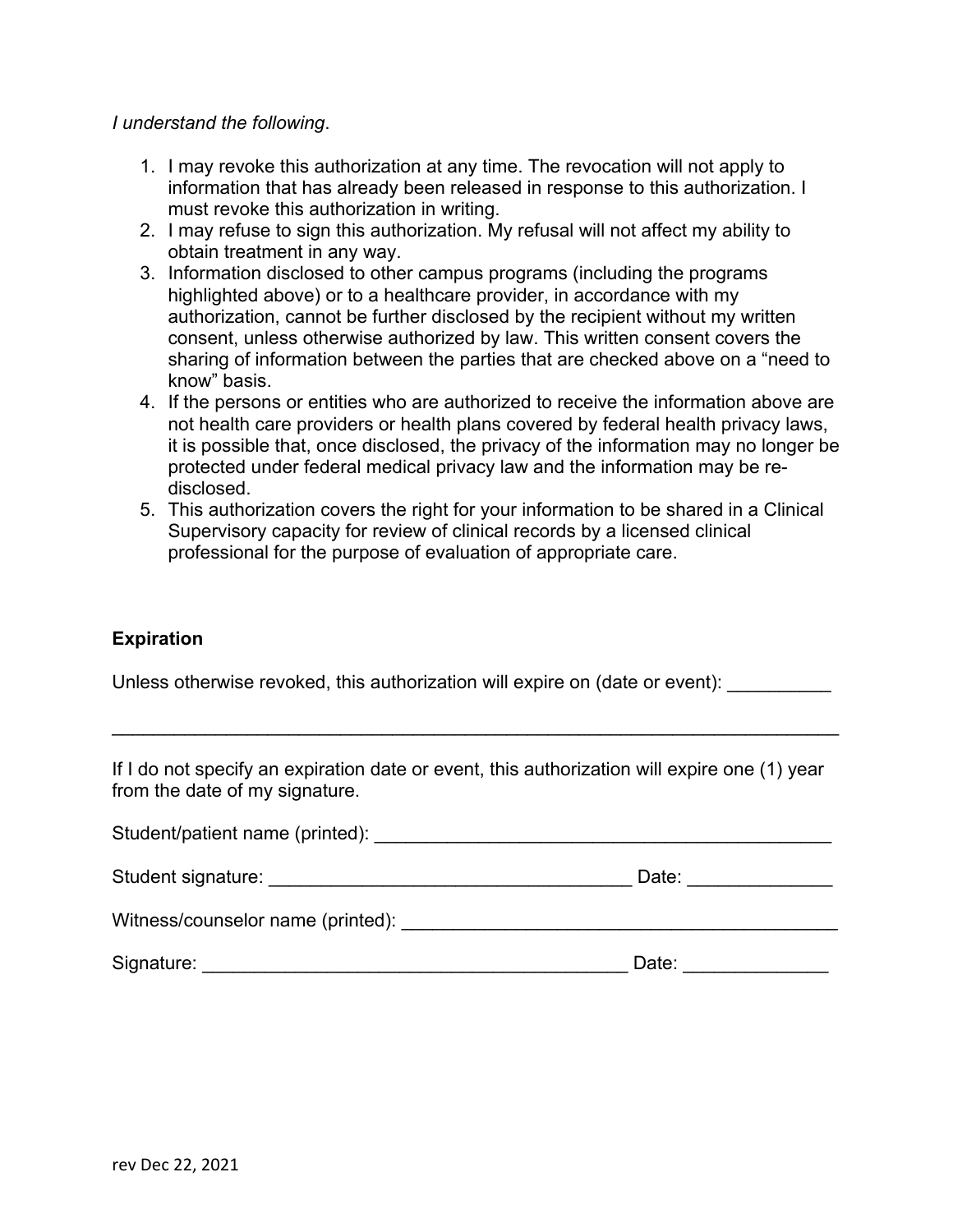*I understand the following*.

1. I may revoke this authorization at any time. The revocation will not apply to information that has already been released in response to this authorization. I must revoke this authorization in writing.
2. I may refuse to sign this authorization. My refusal will not affect my ability to obtain treatment in any way.
3. Information disclosed to other campus programs (including the programs highlighted above) or to a healthcare provider, in accordance with my authorization, cannot be further disclosed by the recipient without my written consent, unless otherwise authorized by law. This written consent covers the sharing of information between the parties that are checked above on a "need to know" basis.
4. If the persons or entities who are authorized to receive the information above are not health care providers or health plans covered by federal health privacy laws, it is possible that, once disclosed, the privacy of the information may no longer be protected under federal medical privacy law and the information may be re-disclosed.
5. This authorization covers the right for your information to be shared in a Clinical Supervisory capacity for review of clinical records by a licensed clinical professional for the purpose of evaluation of appropriate care.

**Expiration**

Unless otherwise revoked, this authorization will expire on (date or event): __________

______________________________________________________________________

If I do not specify an expiration date or event, this authorization will expire one (1) year from the date of my signature.

Student/patient name (printed): _____________________________________________

Student signature: ___________________________________ Date: ______________

Witness/counselor name (printed): ___________________________________________

Signature: _________________________________________ Date: ______________

rev Dec 22, 2021